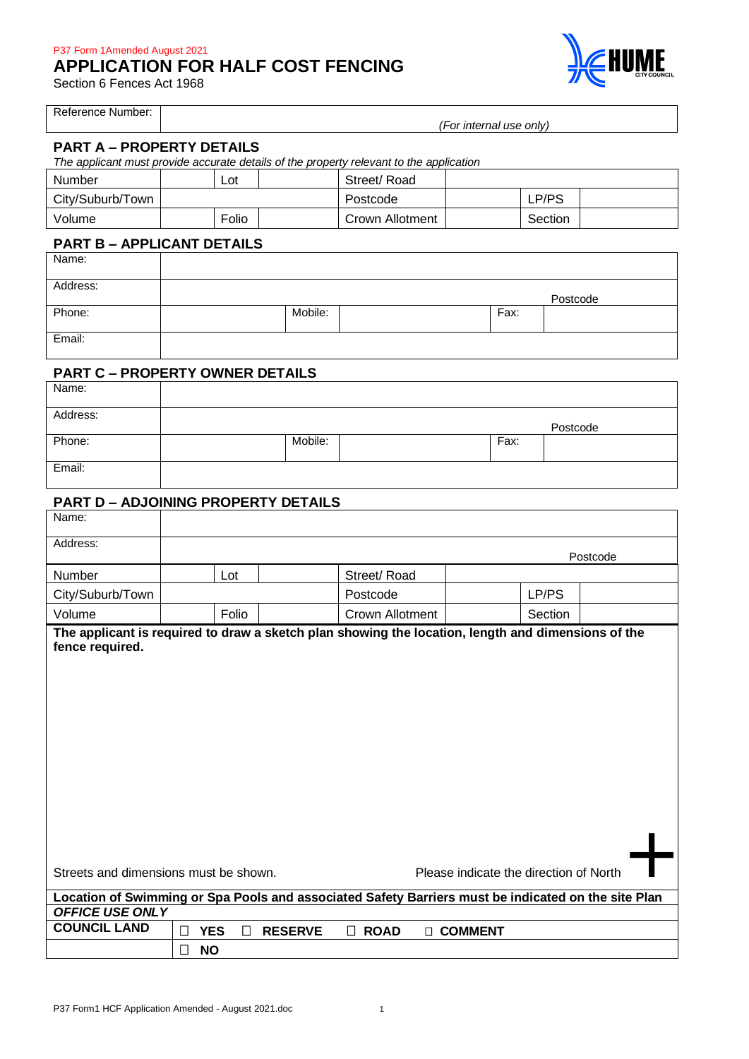P37 Form 1Amended August 2021

# APPLICATION FOR HALF COST FENCING

Section 6 Fences Act 1968

| | |
|---|---|
| Reference Number: | *(For internal use only)* |

## PART A – PROPERTY DETAILS

*The applicant must provide accurate details of the property relevant to the application*

| | | | | | | | |
|---|---|---|---|---|---|---|---|
| Number | | Lot | | Street/ Road | | | |
| City/Suburb/Town | | | | Postcode | | LP/PS | |
| Volume | | Folio | | Crown Allotment | | Section | |

## PART B – APPLICANT DETAILS

| | | | | | |
|---|---|---|---|---|---|
| Name: | | | | | |
| Address: | | | | Postcode | |
| Phone: | | Mobile: | | Fax: | |
| Email: | | | | | |

## PART C – PROPERTY OWNER DETAILS

| | | | | | |
|---|---|---|---|---|---|
| Name: | | | | | |
| Address: | | | | Postcode | |
| Phone: | | Mobile: | | Fax: | |
| Email: | | | | | |

## PART D – ADJOINING PROPERTY DETAILS

| | | | | | | | |
|---|---|---|---|---|---|---|---|
| Name: | | | | | | | |
| Address: | | | | | | Postcode | |
| Number | | Lot | | Street/ Road | | | |
| City/Suburb/Town | | | | Postcode | | LP/PS | |
| Volume | | Folio | | Crown Allotment | | Section | |

**The applicant is required to draw a sketch plan showing the location, length and dimensions of the fence required.**

Streets and dimensions must be shown.

Please indicate the direction of North

**Location of Swimming or Spa Pools and associated Safety Barriers must be indicated on the site Plan**

***OFFICE USE ONLY***

| | | | | |
|---|---|---|---|---|
| **COUNCIL LAND** | ☐ **YES** | ☐ **RESERVE** | ☐ **ROAD** | ☐ **COMMENT** |
| | ☐ **NO** | | | |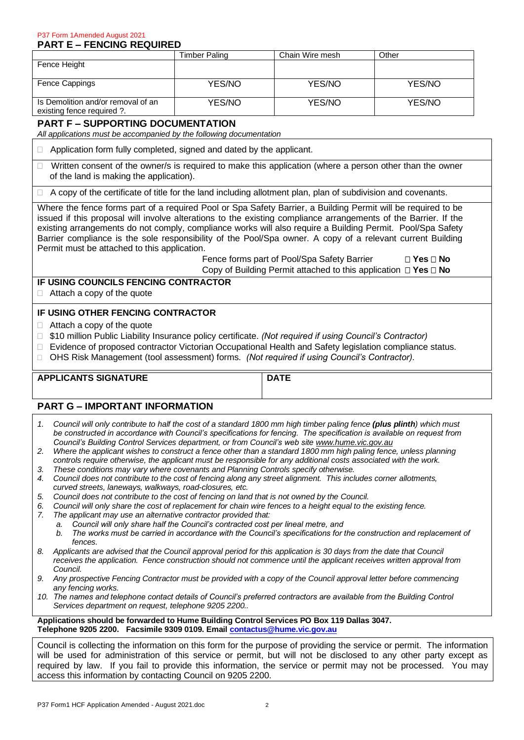P37 Form 1Amended August 2021

## PART E – FENCING REQUIRED

| | Timber Paling | Chain Wire mesh | Other |
|---|---|---|---|
| Fence Height | | | |
| Fence Cappings | YES/NO | YES/NO | YES/NO |
| Is Demolition and/or removal of an existing fence required ?. | YES/NO | YES/NO | YES/NO |

## PART F – SUPPORTING DOCUMENTATION

*All applications must be accompanied by the following documentation*

- ☐ Application form fully completed, signed and dated by the applicant.
- ☐ Written consent of the owner/s is required to make this application (where a person other than the owner of the land is making the application).
- ☐ A copy of the certificate of title for the land including allotment plan, plan of subdivision and covenants.

Where the fence forms part of a required Pool or Spa Safety Barrier, a Building Permit will be required to be issued if this proposal will involve alterations to the existing compliance arrangements of the Barrier. If the existing arrangements do not comply, compliance works will also require a Building Permit. Pool/Spa Safety Barrier compliance is the sole responsibility of the Pool/Spa owner. A copy of a relevant current Building Permit must be attached to this application.

Fence forms part of Pool/Spa Safety Barrier **☐ Yes ☐ No**

Copy of Building Permit attached to this application **☐ Yes ☐ No**

**IF USING COUNCILS FENCING CONTRACTOR**

- ☐ Attach a copy of the quote

**IF USING OTHER FENCING CONTRACTOR**

- ☐ Attach a copy of the quote
- ☐ $10 million Public Liability Insurance policy certificate. *(Not required if using Council's Contractor)*
- ☐ Evidence of proposed contractor Victorian Occupational Health and Safety legislation compliance status.
- ☐ OHS Risk Management (tool assessment) forms. *(Not required if using Council's Contractor).*

| APPLICANTS SIGNATURE | DATE |
|---|---|
| | |

## PART G – IMPORTANT INFORMATION

1. *Council will only contribute to half the cost of a standard 1800 mm high timber paling fence **(plus plinth**) which must be constructed in accordance with Council's specifications for fencing. The specification is available on request from Council's Building Control Services department, or from Council's web site www.hume.vic.gov.au*
2. *Where the applicant wishes to construct a fence other than a standard 1800 mm high paling fence, unless planning controls require otherwise, the applicant must be responsible for any additional costs associated with the work.*
3. *These conditions may vary where covenants and Planning Controls specify otherwise.*
4. *Council does not contribute to the cost of fencing along any street alignment. This includes corner allotments, curved streets, laneways, walkways, road-closures, etc.*
5. *Council does not contribute to the cost of fencing on land that is not owned by the Council.*
6. *Council will only share the cost of replacement for chain wire fences to a height equal to the existing fence.*
7. *The applicant may use an alternative contractor provided that:*
   a. *Council will only share half the Council's contracted cost per lineal metre, and*
   b. *The works must be carried in accordance with the Council's specifications for the construction and replacement of fences.*
8. *Applicants are advised that the Council approval period for this application is 30 days from the date that Council receives the application. Fence construction should not commence until the applicant receives written approval from Council.*
9. *Any prospective Fencing Contractor must be provided with a copy of the Council approval letter before commencing any fencing works.*
10. *The names and telephone contact details of Council's preferred contractors are available from the Building Control Services department on request, telephone 9205 2200..*

**Applications should be forwarded to Hume Building Control Services PO Box 119 Dallas 3047.**
**Telephone 9205 2200. Facsimile 9309 0109. Email contactus@hume.vic.gov.au**

Council is collecting the information on this form for the purpose of providing the service or permit. The information will be used for administration of this service or permit, but will not be disclosed to any other party except as required by law. If you fail to provide this information, the service or permit may not be processed. You may access this information by contacting Council on 9205 2200.